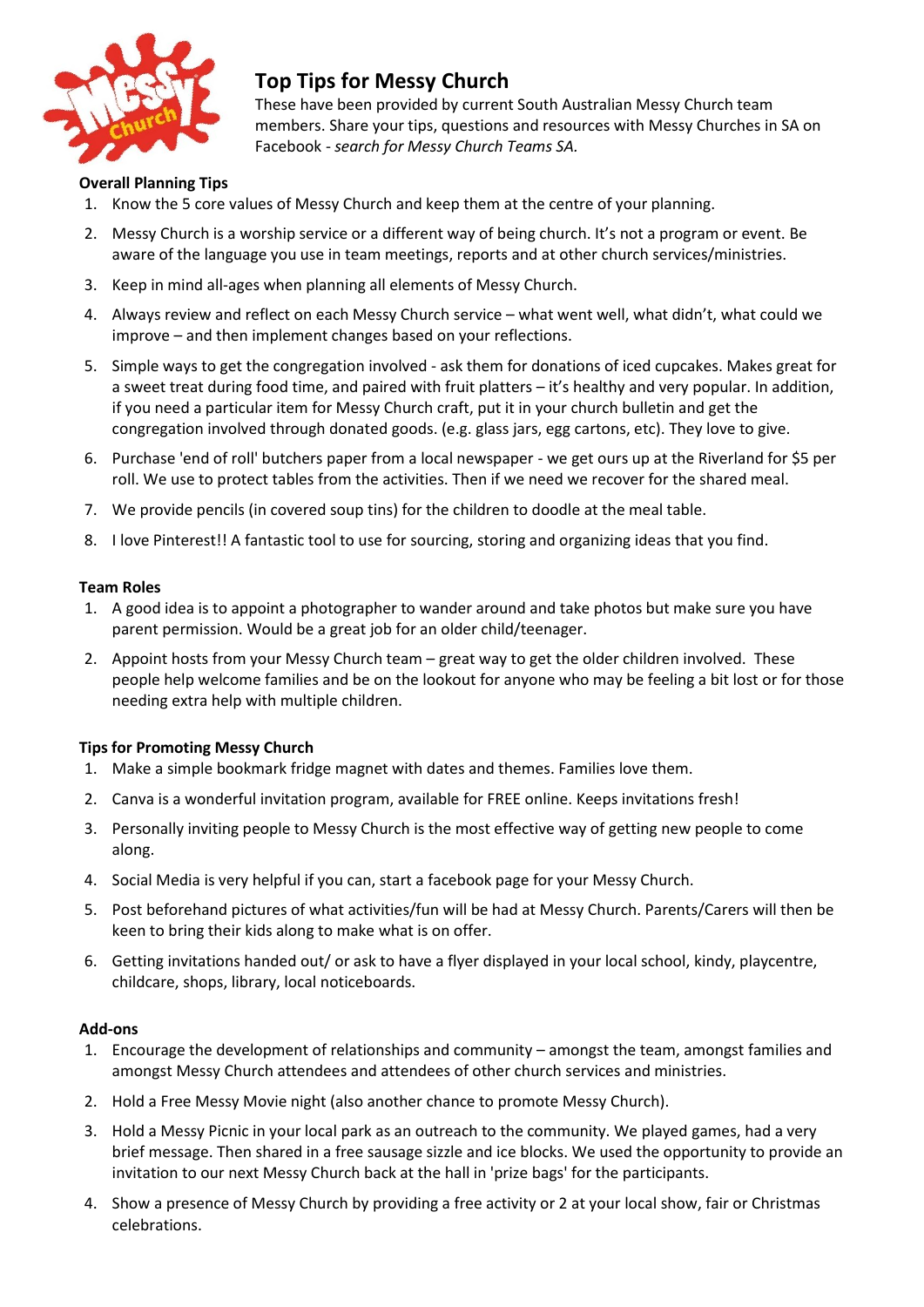# Top Tips for Messy Church

These have been provided by current South Australian Messy Church team members. Share your tips, questions and resources with Messy Churches in SA on Facebook - *search for Messy Church Teams SA*.

**Overall Planning Tips**

1. Know the 5 core values of Messy Church and keep them at the centre of your planning.
2. Messy Church is a worship service or a different way of being church. It's not a program or event. Be aware of the language you use in team meetings, reports and at other church services/ministries.
3. Keep in mind all-ages when planning all elements of Messy Church.
4. Always review and reflect on each Messy Church service – what went well, what didn't, what could we improve – and then implement changes based on your reflections.
5. Simple ways to get the congregation involved - ask them for donations of iced cupcakes. Makes great for a sweet treat during food time, and paired with fruit platters – it's healthy and very popular. In addition, if you need a particular item for Messy Church craft, put it in your church bulletin and get the congregation involved through donated goods. (e.g. glass jars, egg cartons, etc). They love to give.
6. Purchase 'end of roll' butchers paper from a local newspaper - we get ours up at the Riverland for $5 per roll. We use to protect tables from the activities. Then if we need we recover for the shared meal.
7. We provide pencils (in covered soup tins) for the children to doodle at the meal table.
8. I love Pinterest!! A fantastic tool to use for sourcing, storing and organizing ideas that you find.

**Team Roles**

1. A good idea is to appoint a photographer to wander around and take photos but make sure you have parent permission. Would be a great job for an older child/teenager.
2. Appoint hosts from your Messy Church team – great way to get the older children involved. These people help welcome families and be on the lookout for anyone who may be feeling a bit lost or for those needing extra help with multiple children.

**Tips for Promoting Messy Church**

1. Make a simple bookmark fridge magnet with dates and themes. Families love them.
2. Canva is a wonderful invitation program, available for FREE online. Keeps invitations fresh!
3. Personally inviting people to Messy Church is the most effective way of getting new people to come along.
4. Social Media is very helpful if you can, start a facebook page for your Messy Church.
5. Post beforehand pictures of what activities/fun will be had at Messy Church. Parents/Carers will then be keen to bring their kids along to make what is on offer.
6. Getting invitations handed out/ or ask to have a flyer displayed in your local school, kindy, playcentre, childcare, shops, library, local noticeboards.

**Add-ons**

1. Encourage the development of relationships and community – amongst the team, amongst families and amongst Messy Church attendees and attendees of other church services and ministries.
2. Hold a Free Messy Movie night (also another chance to promote Messy Church).
3. Hold a Messy Picnic in your local park as an outreach to the community. We played games, had a very brief message. Then shared in a free sausage sizzle and ice blocks. We used the opportunity to provide an invitation to our next Messy Church back at the hall in 'prize bags' for the participants.
4. Show a presence of Messy Church by providing a free activity or 2 at your local show, fair or Christmas celebrations.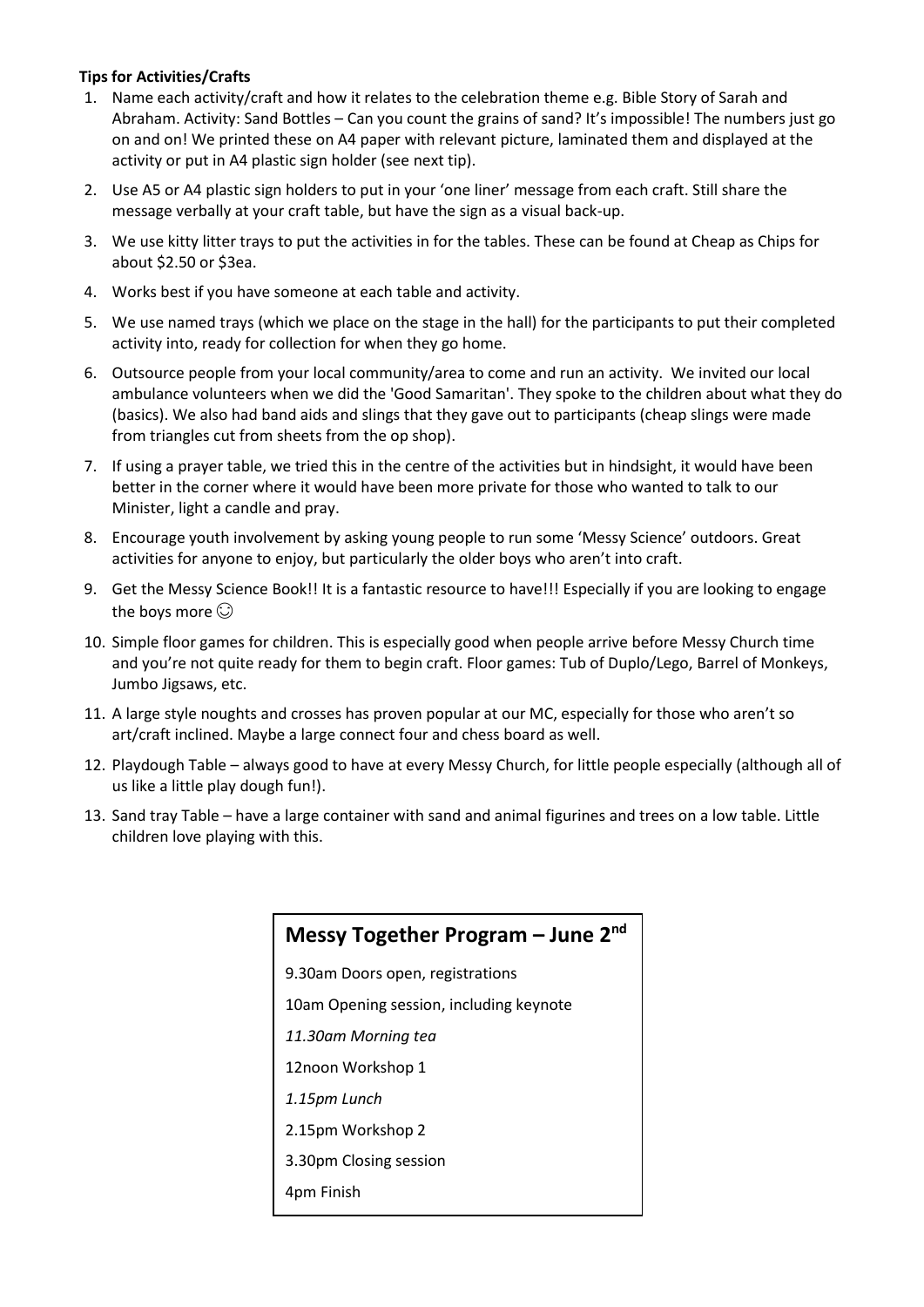**Tips for Activities/Crafts**

1. Name each activity/craft and how it relates to the celebration theme e.g. Bible Story of Sarah and Abraham. Activity: Sand Bottles – Can you count the grains of sand? It's impossible! The numbers just go on and on! We printed these on A4 paper with relevant picture, laminated them and displayed at the activity or put in A4 plastic sign holder (see next tip).
2. Use A5 or A4 plastic sign holders to put in your 'one liner' message from each craft. Still share the message verbally at your craft table, but have the sign as a visual back-up.
3. We use kitty litter trays to put the activities in for the tables. These can be found at Cheap as Chips for about $2.50 or $3ea.
4. Works best if you have someone at each table and activity.
5. We use named trays (which we place on the stage in the hall) for the participants to put their completed activity into, ready for collection for when they go home.
6. Outsource people from your local community/area to come and run an activity. We invited our local ambulance volunteers when we did the 'Good Samaritan'. They spoke to the children about what they do (basics). We also had band aids and slings that they gave out to participants (cheap slings were made from triangles cut from sheets from the op shop).
7. If using a prayer table, we tried this in the centre of the activities but in hindsight, it would have been better in the corner where it would have been more private for those who wanted to talk to our Minister, light a candle and pray.
8. Encourage youth involvement by asking young people to run some 'Messy Science' outdoors. Great activities for anyone to enjoy, but particularly the older boys who aren't into craft.
9. Get the Messy Science Book!! It is a fantastic resource to have!!! Especially if you are looking to engage the boys more ☺
10. Simple floor games for children. This is especially good when people arrive before Messy Church time and you're not quite ready for them to begin craft. Floor games: Tub of Duplo/Lego, Barrel of Monkeys, Jumbo Jigsaws, etc.
11. A large style noughts and crosses has proven popular at our MC, especially for those who aren't so art/craft inclined. Maybe a large connect four and chess board as well.
12. Playdough Table – always good to have at every Messy Church, for little people especially (although all of us like a little play dough fun!).
13. Sand tray Table – have a large container with sand and animal figurines and trees on a low table. Little children love playing with this.

## Messy Together Program – June 2nd

9.30am Doors open, registrations

10am Opening session, including keynote

*11.30am Morning tea*

12noon Workshop 1

*1.15pm Lunch*

2.15pm Workshop 2

3.30pm Closing session

4pm Finish